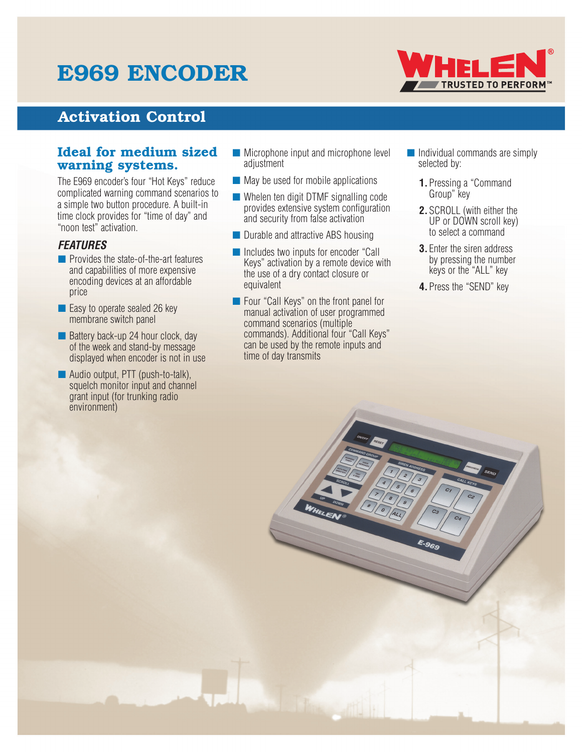# E969 ENCODER

WHELEN® TRUSTED TO PERFORM™

## Activation Control

### Ideal for medium sized warning systems.

The E969 encoder's four "Hot Keys" reduce complicated warning command scenarios to a simple two button procedure. A built-in time clock provides for "time of day" and "noon test" activation.

### *FEATURES*

- Provides the state-of-the-art features and capabilities of more expensive encoding devices at an affordable price
- Easy to operate sealed 26 key membrane switch panel
- Battery back-up 24 hour clock, day of the week and stand-by message displayed when encoder is not in use
- Audio output, PTT (push-to-talk), squelch monitor input and channel grant input (for trunking radio environment)
- Microphone input and microphone level adjustment
- May be used for mobile applications
- Whelen ten digit DTMF signalling code provides extensive system configuration and security from false activation
- Durable and attractive ABS housing
- Includes two inputs for encoder "Call Keys" activation by a remote device with the use of a dry contact closure or equivalent
- Four "Call Keys" on the front panel for manual activation of user programmed command scenarios (multiple commands). Additional four "Call Keys" can be used by the remote inputs and time of day transmits
- Individual commands are simply selected by:
  1. Pressing a "Command Group" key
  2. SCROLL (with either the UP or DOWN scroll key) to select a command
  3. Enter the siren address by pressing the number keys or the "ALL" key
  4. Press the "SEND" key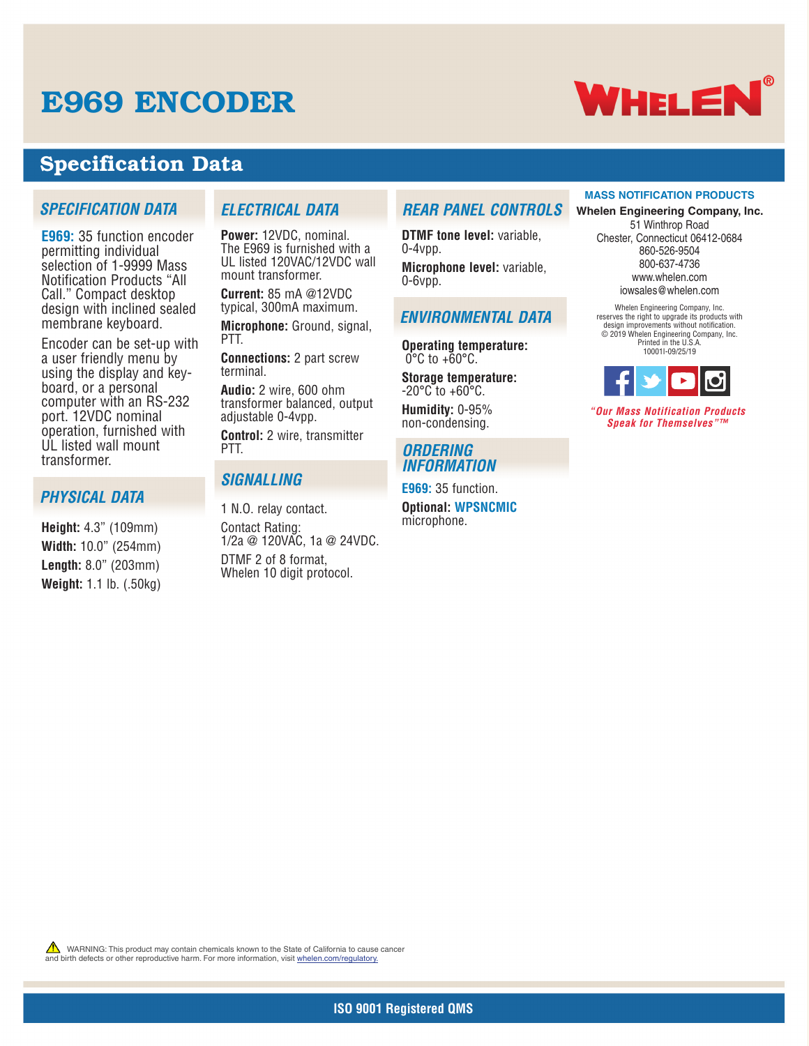# E969 ENCODER

WHELEN®

## Specification Data

### SPECIFICATION DATA

**E969:** 35 function encoder permitting individual selection of 1-9999 Mass Notification Products "All Call." Compact desktop design with inclined sealed membrane keyboard.

Encoder can be set-up with a user friendly menu by using the display and key-board, or a personal computer with an RS-232 port. 12VDC nominal operation, furnished with UL listed wall mount transformer.

### PHYSICAL DATA

**Height:** 4.3" (109mm)
**Width:** 10.0" (254mm)
**Length:** 8.0" (203mm)
**Weight:** 1.1 lb. (.50kg)

### ELECTRICAL DATA

**Power:** 12VDC, nominal. The E969 is furnished with a UL listed 120VAC/12VDC wall mount transformer.

**Current:** 85 mA @12VDC typical, 300mA maximum.

**Microphone:** Ground, signal, PTT.

**Connections:** 2 part screw terminal.

**Audio:** 2 wire, 600 ohm transformer balanced, output adjustable 0-4vpp.

**Control:** 2 wire, transmitter PTT.

### SIGNALLING

1 N.O. relay contact.

Contact Rating:
1/2a @ 120VAC, 1a @ 24VDC.

DTMF 2 of 8 format,
Whelen 10 digit protocol.

### REAR PANEL CONTROLS

**DTMF tone level:** variable, 0-4vpp.

**Microphone level:** variable, 0-6vpp.

### ENVIRONMENTAL DATA

**Operating temperature:** 0°C to +60°C.

**Storage temperature:** -20°C to +60°C.

**Humidity:** 0-95% non-condensing.

### ORDERING INFORMATION

**E969:** 35 function.

**Optional:** **WPSNCMIC** microphone.

**MASS NOTIFICATION PRODUCTS**

**Whelen Engineering Company, Inc.**
51 Winthrop Road
Chester, Connecticut 06412-0684
860-526-9504
800-637-4736
www.whelen.com
iowsales@whelen.com

Whelen Engineering Company, Inc. reserves the right to upgrade its products with design improvements without notification.
© 2019 Whelen Engineering Company, Inc.
Printed in the U.S.A.
10001I-09/25/19

*"Our Mass Notification Products Speak for Themselves"™*

WARNING: This product may contain chemicals known to the State of California to cause cancer and birth defects or other reproductive harm. For more information, visit whelen.com/regulatory.

**ISO 9001 Registered QMS**